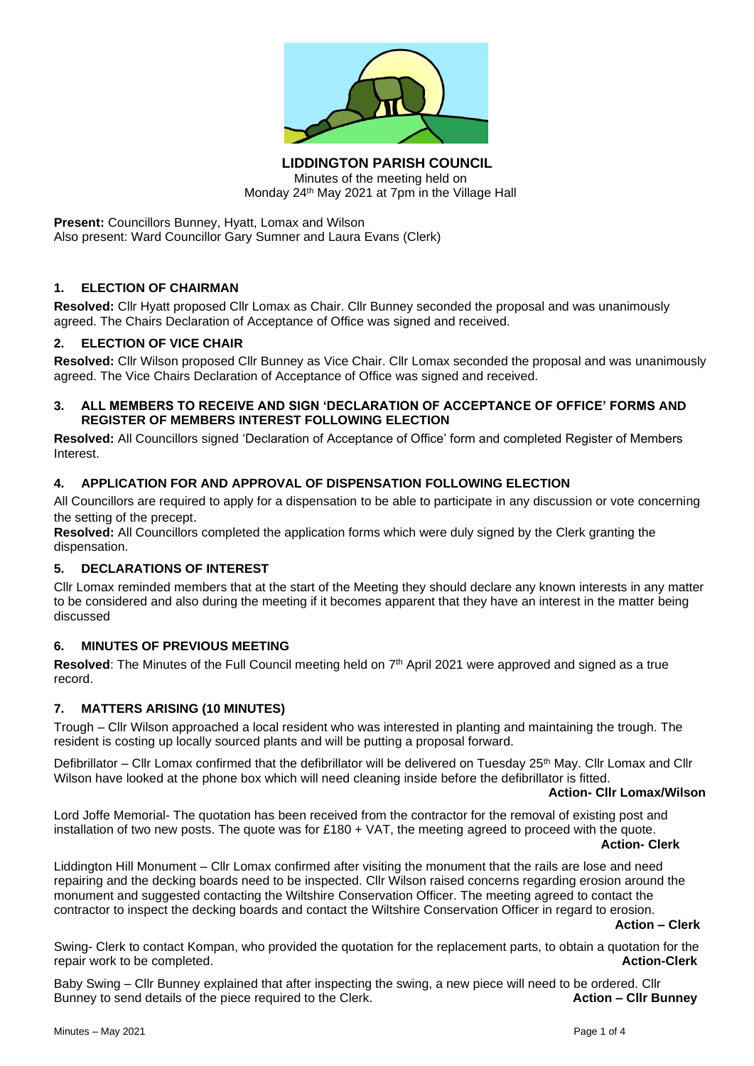# LIDDINGTON PARISH COUNCIL

Minutes of the meeting held on
Monday 24th May 2021 at 7pm in the Village Hall

**Present:** Councillors Bunney, Hyatt, Lomax and Wilson
Also present: Ward Councillor Gary Sumner and Laura Evans (Clerk)

## 1. ELECTION OF CHAIRMAN

**Resolved:** Cllr Hyatt proposed Cllr Lomax as Chair. Cllr Bunney seconded the proposal and was unanimously agreed. The Chairs Declaration of Acceptance of Office was signed and received.

## 2. ELECTION OF VICE CHAIR

**Resolved:** Cllr Wilson proposed Cllr Bunney as Vice Chair. Cllr Lomax seconded the proposal and was unanimously agreed. The Vice Chairs Declaration of Acceptance of Office was signed and received.

## 3. ALL MEMBERS TO RECEIVE AND SIGN 'DECLARATION OF ACCEPTANCE OF OFFICE' FORMS AND REGISTER OF MEMBERS INTEREST FOLLOWING ELECTION

**Resolved:** All Councillors signed 'Declaration of Acceptance of Office' form and completed Register of Members Interest.

## 4. APPLICATION FOR AND APPROVAL OF DISPENSATION FOLLOWING ELECTION

All Councillors are required to apply for a dispensation to be able to participate in any discussion or vote concerning the setting of the precept.

**Resolved:** All Councillors completed the application forms which were duly signed by the Clerk granting the dispensation.

## 5. DECLARATIONS OF INTEREST

Cllr Lomax reminded members that at the start of the Meeting they should declare any known interests in any matter to be considered and also during the meeting if it becomes apparent that they have an interest in the matter being discussed

## 6. MINUTES OF PREVIOUS MEETING

**Resolved**: The Minutes of the Full Council meeting held on 7th April 2021 were approved and signed as a true record.

## 7. MATTERS ARISING (10 MINUTES)

Trough – Cllr Wilson approached a local resident who was interested in planting and maintaining the trough. The resident is costing up locally sourced plants and will be putting a proposal forward.

Defibrillator – Cllr Lomax confirmed that the defibrillator will be delivered on Tuesday 25th May. Cllr Lomax and Cllr Wilson have looked at the phone box which will need cleaning inside before the defibrillator is fitted.

**Action- Cllr Lomax/Wilson**

Lord Joffe Memorial- The quotation has been received from the contractor for the removal of existing post and installation of two new posts. The quote was for £180 + VAT, the meeting agreed to proceed with the quote.

**Action- Clerk**

Liddington Hill Monument – Cllr Lomax confirmed after visiting the monument that the rails are lose and need repairing and the decking boards need to be inspected. Cllr Wilson raised concerns regarding erosion around the monument and suggested contacting the Wiltshire Conservation Officer. The meeting agreed to contact the contractor to inspect the decking boards and contact the Wiltshire Conservation Officer in regard to erosion.

**Action – Clerk**

Swing- Clerk to contact Kompan, who provided the quotation for the replacement parts, to obtain a quotation for the repair work to be completed. **Action-Clerk**

Baby Swing – Cllr Bunney explained that after inspecting the swing, a new piece will need to be ordered. Cllr Bunney to send details of the piece required to the Clerk. **Action – Cllr Bunney**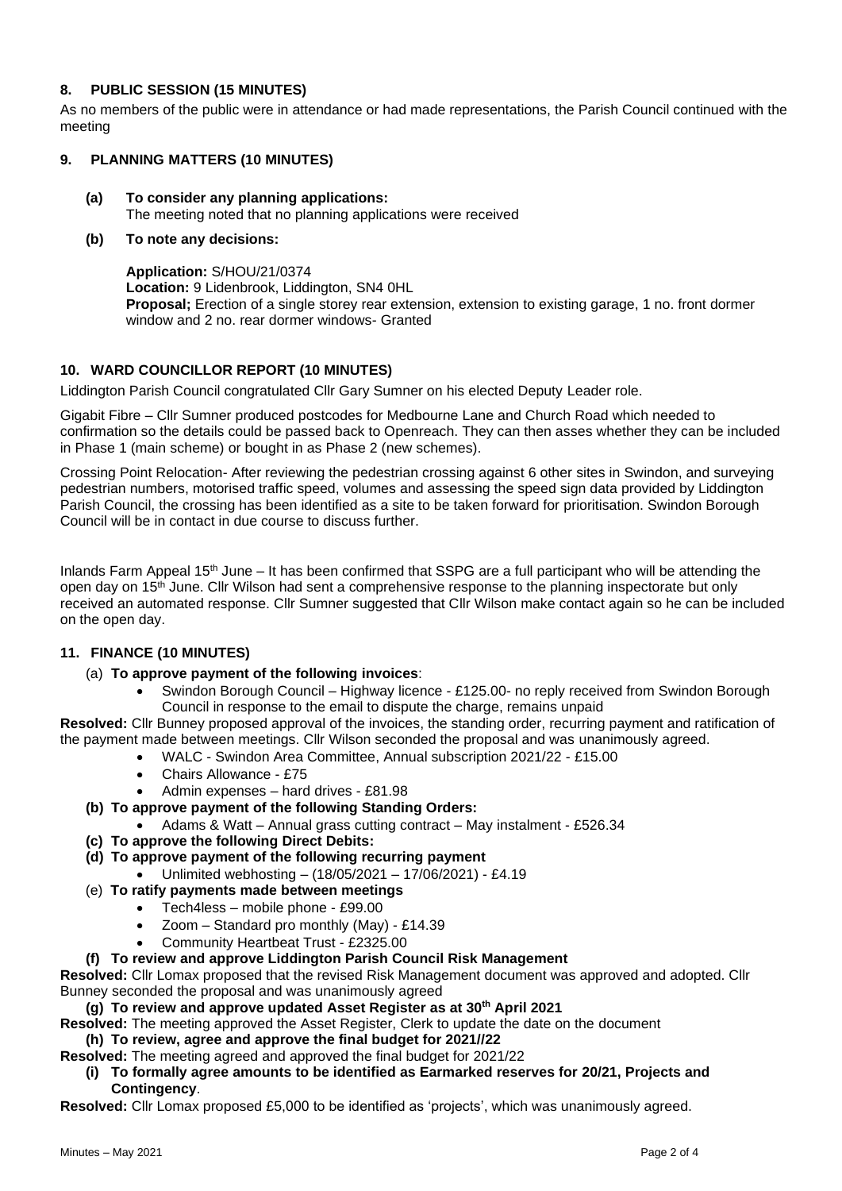## 8. PUBLIC SESSION (15 MINUTES)

As no members of the public were in attendance or had made representations, the Parish Council continued with the meeting

## 9. PLANNING MATTERS (10 MINUTES)

**(a) To consider any planning applications:**
The meeting noted that no planning applications were received

**(b) To note any decisions:**

**Application:** S/HOU/21/0374
**Location:** 9 Lidenbrook, Liddington, SN4 0HL
**Proposal;** Erection of a single storey rear extension, extension to existing garage, 1 no. front dormer window and 2 no. rear dormer windows- Granted

## 10. WARD COUNCILLOR REPORT (10 MINUTES)

Liddington Parish Council congratulated Cllr Gary Sumner on his elected Deputy Leader role.

Gigabit Fibre – Cllr Sumner produced postcodes for Medbourne Lane and Church Road which needed to confirmation so the details could be passed back to Openreach. They can then asses whether they can be included in Phase 1 (main scheme) or bought in as Phase 2 (new schemes).

Crossing Point Relocation- After reviewing the pedestrian crossing against 6 other sites in Swindon, and surveying pedestrian numbers, motorised traffic speed, volumes and assessing the speed sign data provided by Liddington Parish Council, the crossing has been identified as a site to be taken forward for prioritisation. Swindon Borough Council will be in contact in due course to discuss further.

Inlands Farm Appeal 15th June – It has been confirmed that SSPG are a full participant who will be attending the open day on 15th June. Cllr Wilson had sent a comprehensive response to the planning inspectorate but only received an automated response. Cllr Sumner suggested that Cllr Wilson make contact again so he can be included on the open day.

## 11. FINANCE (10 MINUTES)

(a) **To approve payment of the following invoices**:

- Swindon Borough Council – Highway licence - £125.00- no reply received from Swindon Borough Council in response to the email to dispute the charge, remains unpaid

**Resolved:** Cllr Bunney proposed approval of the invoices, the standing order, recurring payment and ratification of the payment made between meetings. Cllr Wilson seconded the proposal and was unanimously agreed.

- WALC - Swindon Area Committee, Annual subscription 2021/22 - £15.00
- Chairs Allowance - £75
- Admin expenses – hard drives - £81.98

**(b) To approve payment of the following Standing Orders:**

- Adams & Watt – Annual grass cutting contract – May instalment - £526.34

**(c) To approve the following Direct Debits:**

**(d) To approve payment of the following recurring payment**

- Unlimited webhosting – (18/05/2021 – 17/06/2021) - £4.19

(e) **To ratify payments made between meetings**

- Tech4less – mobile phone - £99.00
- Zoom – Standard pro monthly (May) - £14.39
- Community Heartbeat Trust - £2325.00

**(f) To review and approve Liddington Parish Council Risk Management**

**Resolved:** Cllr Lomax proposed that the revised Risk Management document was approved and adopted. Cllr Bunney seconded the proposal and was unanimously agreed

**(g) To review and approve updated Asset Register as at 30th April 2021**

**Resolved:** The meeting approved the Asset Register, Clerk to update the date on the document

**(h) To review, agree and approve the final budget for 2021//22**

**Resolved:** The meeting agreed and approved the final budget for 2021/22

**(i) To formally agree amounts to be identified as Earmarked reserves for 20/21, Projects and Contingency**.

**Resolved:** Cllr Lomax proposed £5,000 to be identified as 'projects', which was unanimously agreed.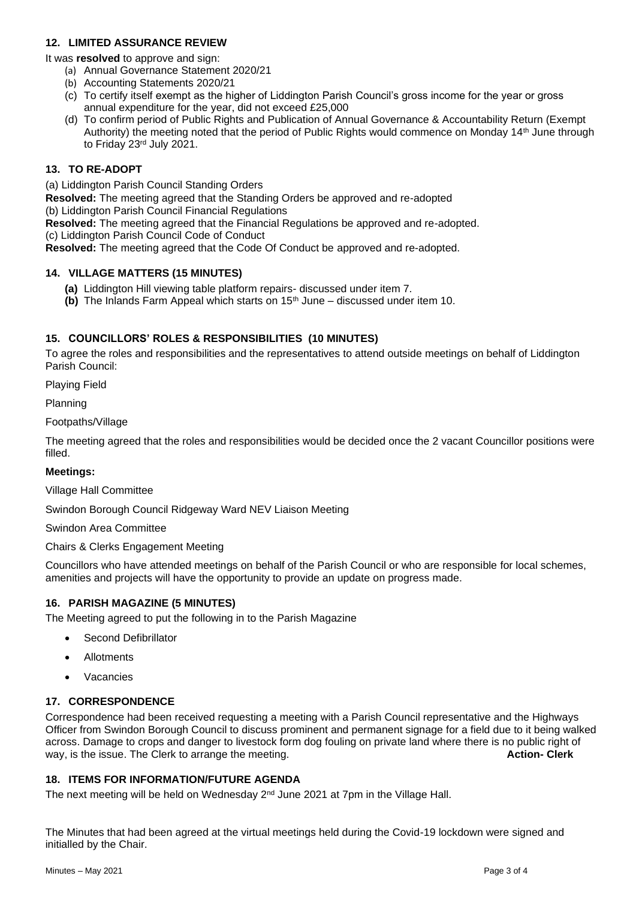## 12. LIMITED ASSURANCE REVIEW

It was **resolved** to approve and sign:

(a) Annual Governance Statement 2020/21
(b) Accounting Statements 2020/21
(c) To certify itself exempt as the higher of Liddington Parish Council's gross income for the year or gross annual expenditure for the year, did not exceed £25,000
(d) To confirm period of Public Rights and Publication of Annual Governance & Accountability Return (Exempt Authority) the meeting noted that the period of Public Rights would commence on Monday 14th June through to Friday 23rd July 2021.

## 13. TO RE-ADOPT

(a) Liddington Parish Council Standing Orders

**Resolved:** The meeting agreed that the Standing Orders be approved and re-adopted

(b) Liddington Parish Council Financial Regulations

**Resolved:** The meeting agreed that the Financial Regulations be approved and re-adopted.

(c) Liddington Parish Council Code of Conduct

**Resolved:** The meeting agreed that the Code Of Conduct be approved and re-adopted.

## 14. VILLAGE MATTERS (15 MINUTES)

**(a)** Liddington Hill viewing table platform repairs- discussed under item 7.
**(b)** The Inlands Farm Appeal which starts on 15th June – discussed under item 10.

## 15. COUNCILLORS' ROLES & RESPONSIBILITIES (10 MINUTES)

To agree the roles and responsibilities and the representatives to attend outside meetings on behalf of Liddington Parish Council:

Playing Field

Planning

Footpaths/Village

The meeting agreed that the roles and responsibilities would be decided once the 2 vacant Councillor positions were filled.

**Meetings:**

Village Hall Committee

Swindon Borough Council Ridgeway Ward NEV Liaison Meeting

Swindon Area Committee

Chairs & Clerks Engagement Meeting

Councillors who have attended meetings on behalf of the Parish Council or who are responsible for local schemes, amenities and projects will have the opportunity to provide an update on progress made.

## 16. PARISH MAGAZINE (5 MINUTES)

The Meeting agreed to put the following in to the Parish Magazine

- Second Defibrillator
- Allotments
- Vacancies

## 17. CORRESPONDENCE

Correspondence had been received requesting a meeting with a Parish Council representative and the Highways Officer from Swindon Borough Council to discuss prominent and permanent signage for a field due to it being walked across. Damage to crops and danger to livestock form dog fouling on private land where there is no public right of way, is the issue. The Clerk to arrange the meeting. **Action- Clerk**

## 18. ITEMS FOR INFORMATION/FUTURE AGENDA

The next meeting will be held on Wednesday 2nd June 2021 at 7pm in the Village Hall.

The Minutes that had been agreed at the virtual meetings held during the Covid-19 lockdown were signed and initialled by the Chair.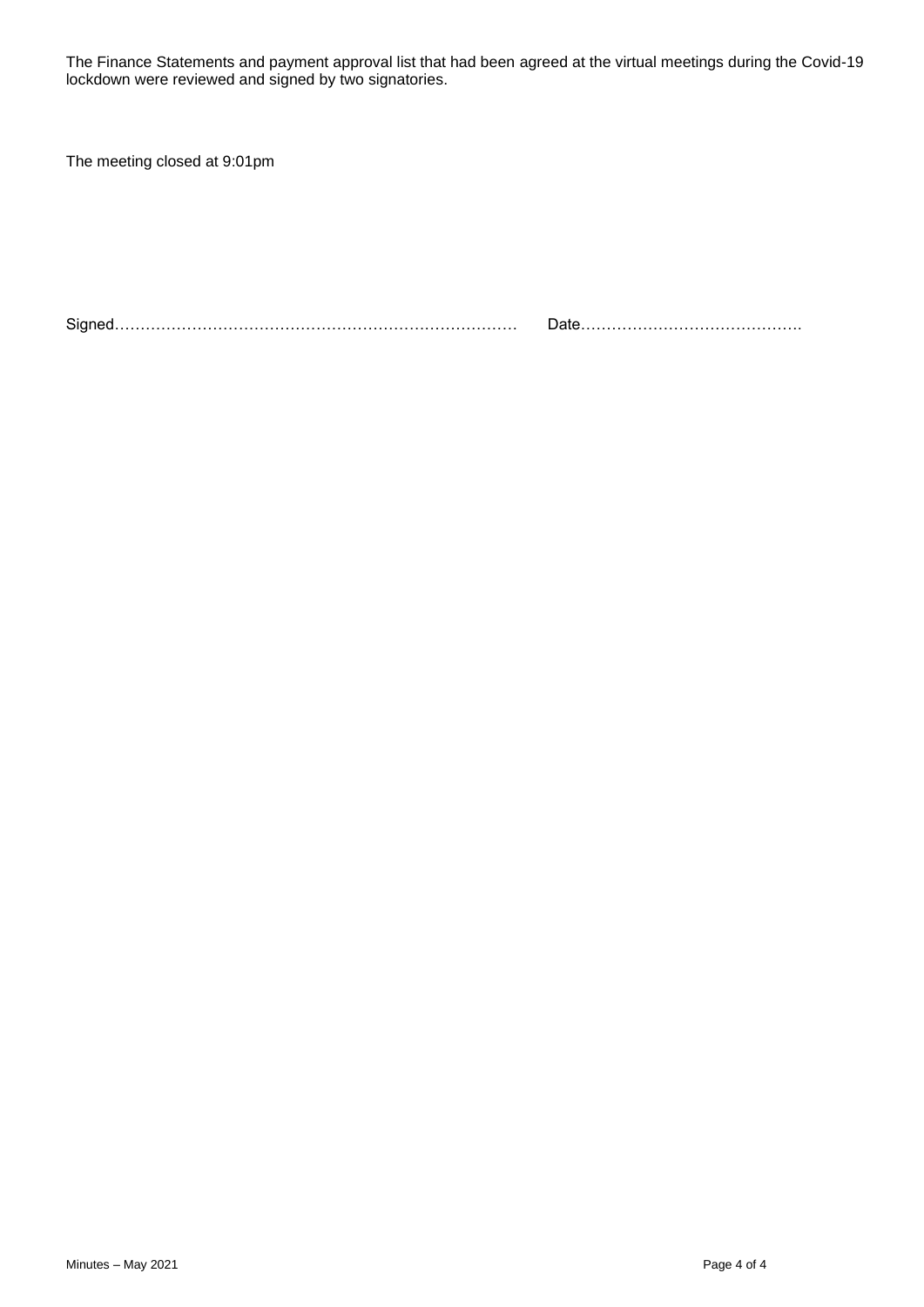The Finance Statements and payment approval list that had been agreed at the virtual meetings during the Covid-19 lockdown were reviewed and signed by two signatories.

The meeting closed at 9:01pm

Signed………………………………………………………………… Date…………………………………….